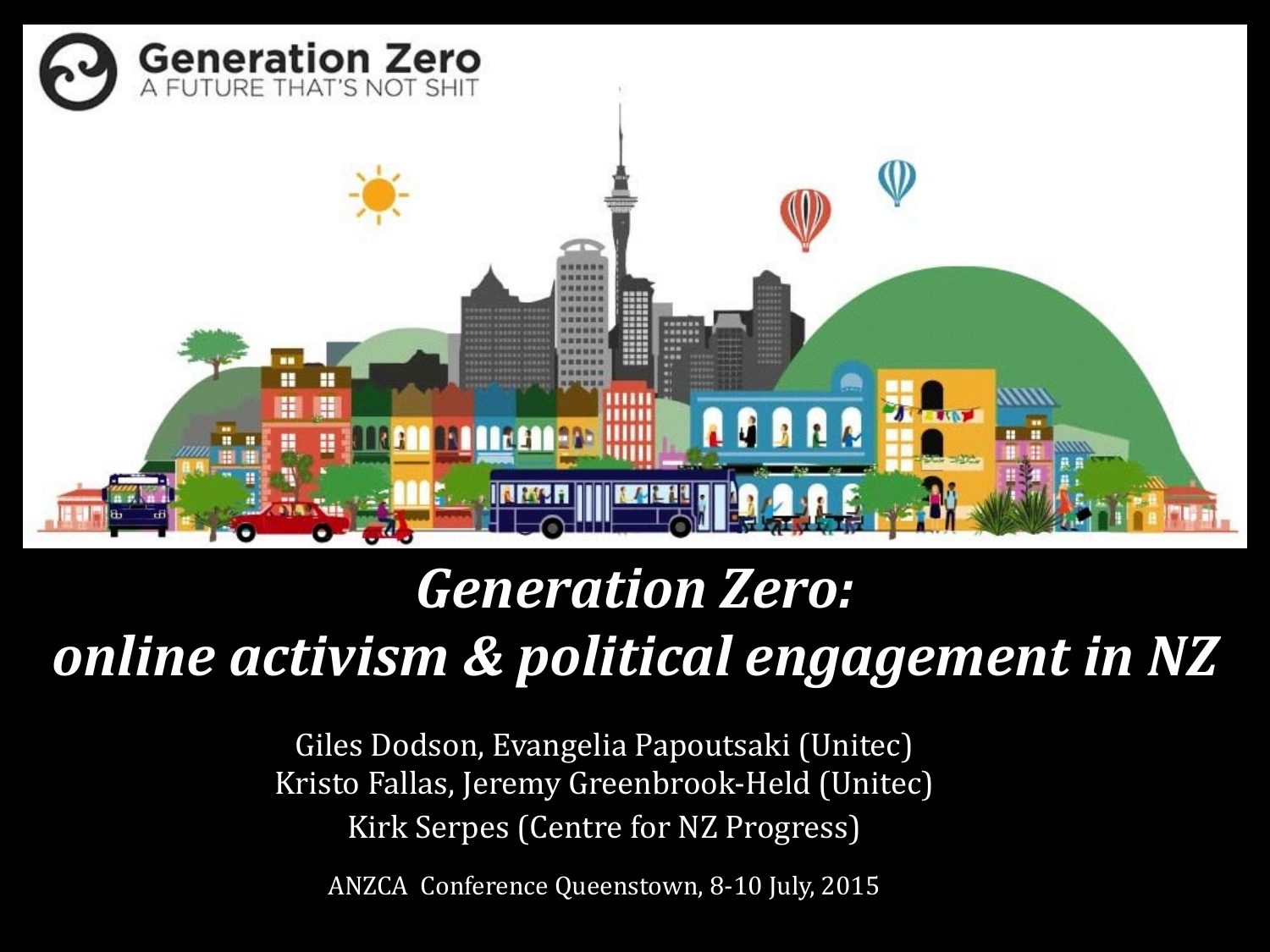Generation Zero
A FUTURE THAT'S NOT SHIT

# *Generation Zero: online activism & political engagement in NZ*

Giles Dodson, Evangelia Papoutsaki (Unitec)
Kristo Fallas, Jeremy Greenbrook-Held (Unitec)
Kirk Serpes (Centre for NZ Progress)

ANZCA Conference Queenstown, 8-10 July, 2015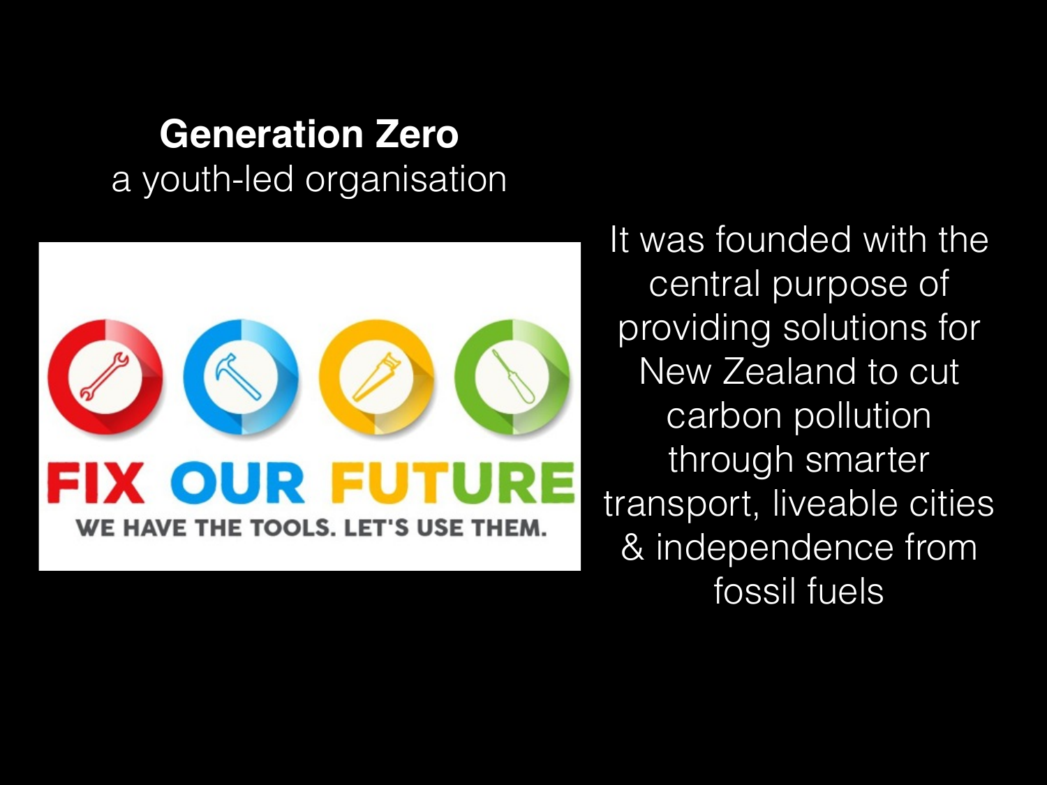**Generation Zero**
a youth-led organisation

FIX OUR FUTURE
WE HAVE THE TOOLS. LET'S USE THEM.

It was founded with the central purpose of providing solutions for New Zealand to cut carbon pollution through smarter transport, liveable cities & independence from fossil fuels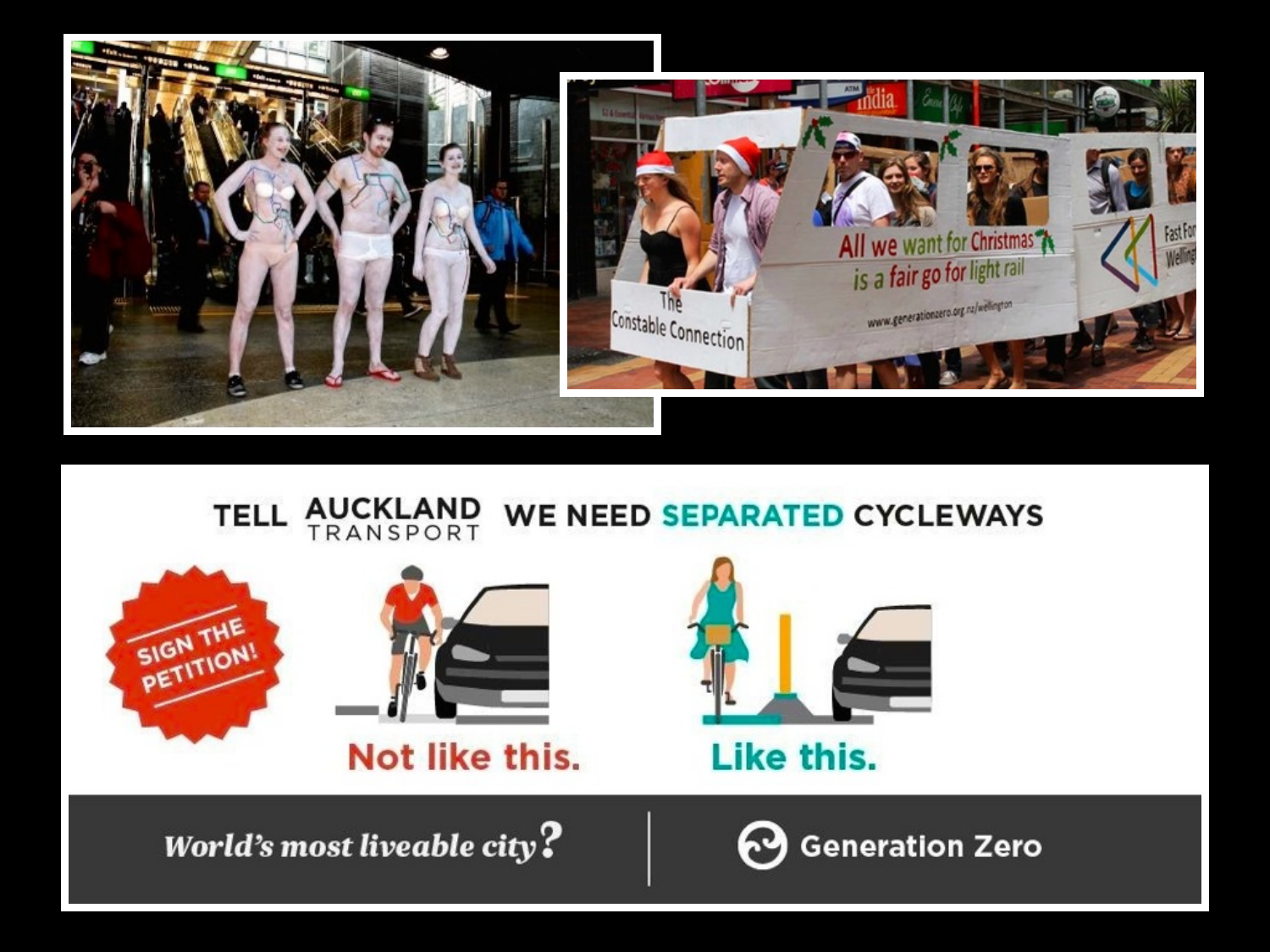All we want for Christmas is a fair go for light rail

The Constable Connection

www.generationzero.org.nz/wellington

TELL AUCKLAND TRANSPORT WE NEED SEPARATED CYCLEWAYS

SIGN THE PETITION!

Not like this.

Like this.

*World's most liveable city?*

Generation Zero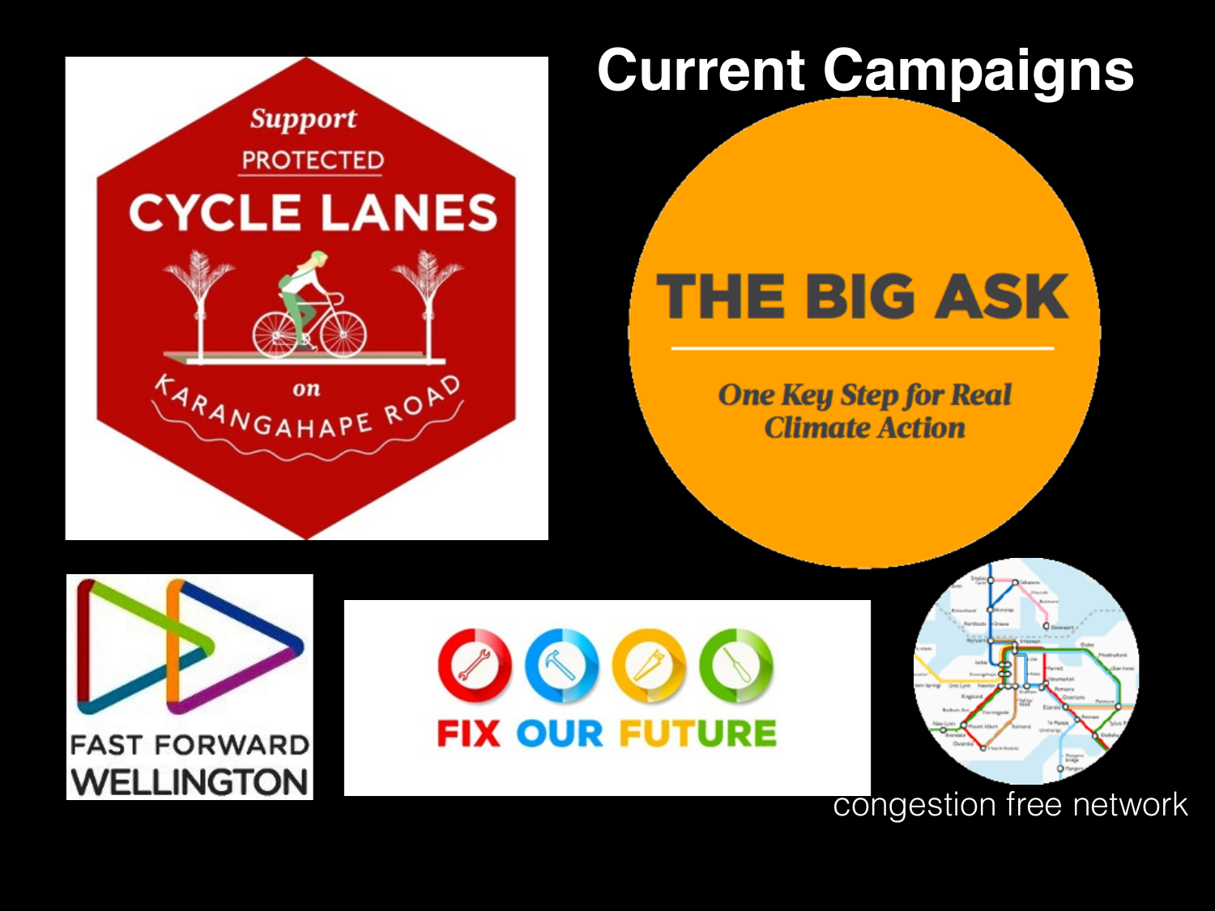# Current Campaigns

Support PROTECTED CYCLE LANES on KARANGAHAPE ROAD

THE BIG ASK

*One Key Step for Real Climate Action*

FAST FORWARD WELLINGTON

FIX OUR FUTURE

congestion free network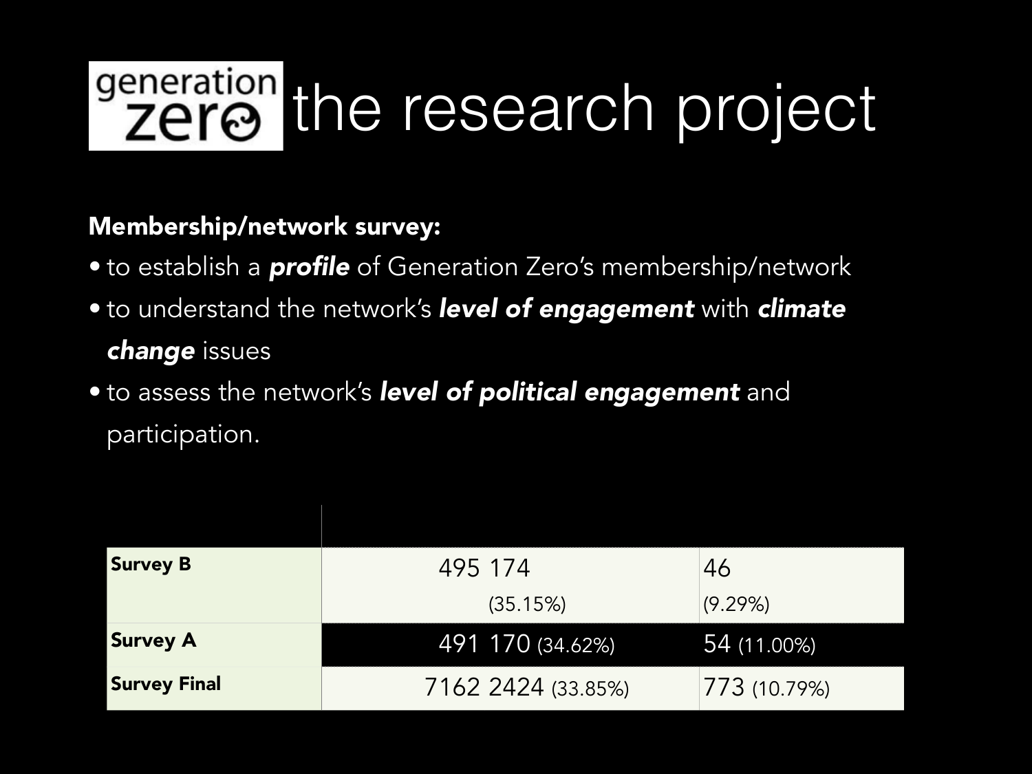# generation zero the research project

**Membership/network survey:**

- to establish a ***profile*** of Generation Zero's membership/network
- to understand the network's ***level of engagement*** with ***climate change*** issues
- to assess the network's ***level of political engagement*** and participation.

| | | |
|---|---|---|
| **Survey B** | 495 174 (35.15%) | 46 (9.29%) |
| **Survey A** | 491 170 (34.62%) | 54 (11.00%) |
| **Survey Final** | 7162 2424 (33.85%) | 773 (10.79%) |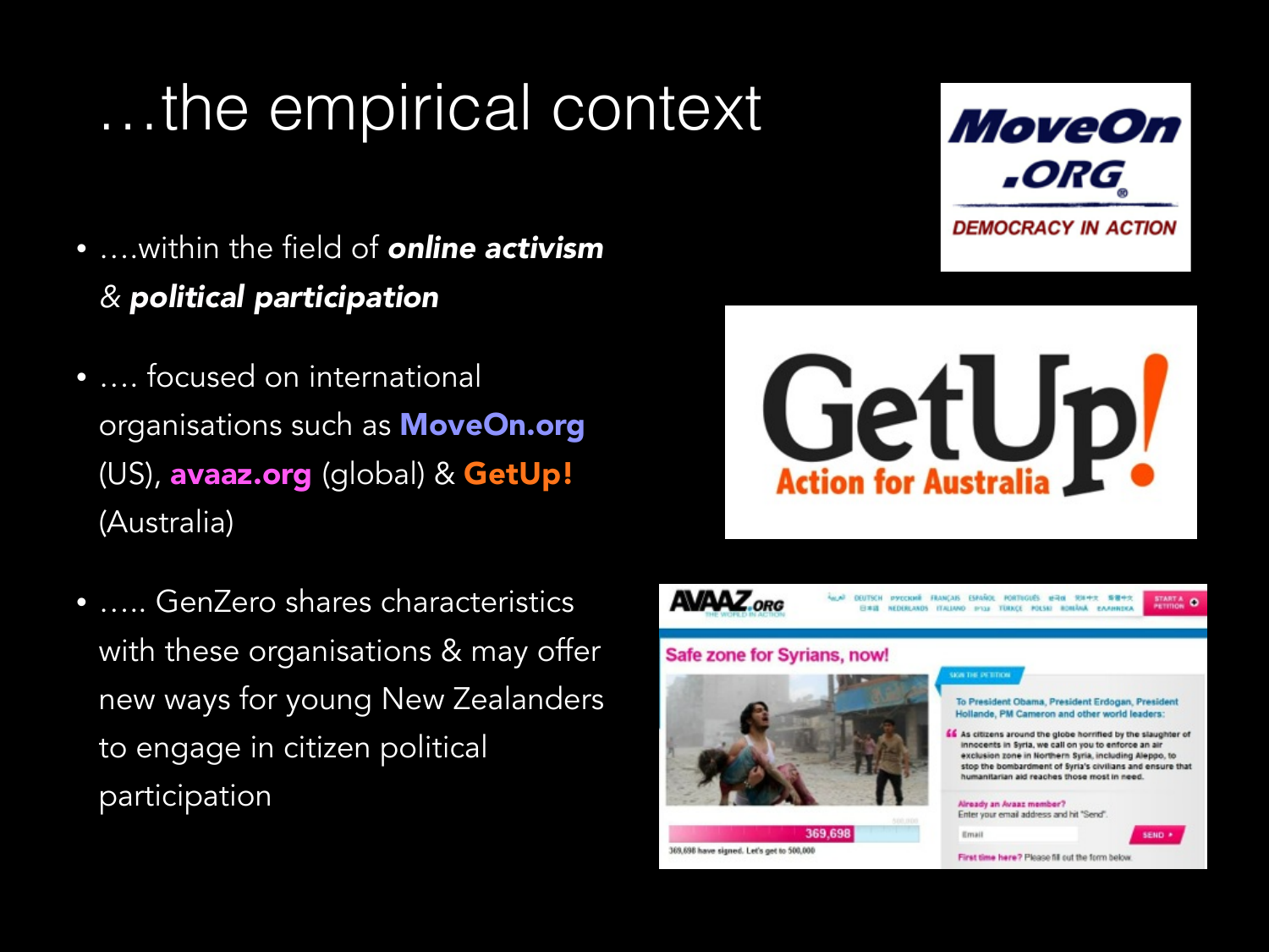# …the empirical context

- ….within the field of ***online activism*** & ***political participation***
- …. focused on international organisations such as **MoveOn.org** (US), **avaaz.org** (global) & **GetUp!** (Australia)
- ….. GenZero shares characteristics with these organisations & may offer new ways for young New Zealanders to engage in citizen political participation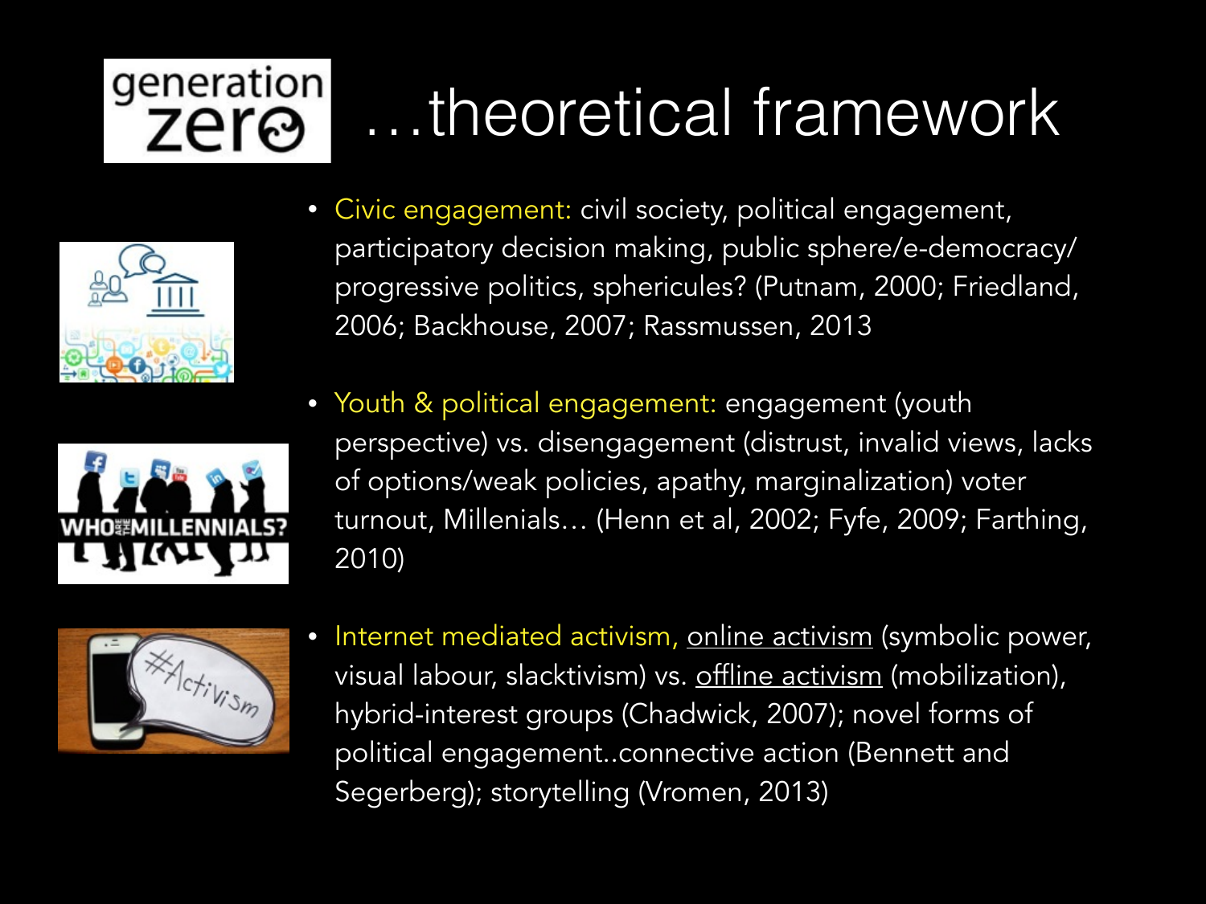# generation zero …theoretical framework

- Civic engagement: civil society, political engagement, participatory decision making, public sphere/e-democracy/ progressive politics, sphericules? (Putnam, 2000; Friedland, 2006; Backhouse, 2007; Rassmussen, 2013
- Youth & political engagement: engagement (youth perspective) vs. disengagement (distrust, invalid views, lacks of options/weak policies, apathy, marginalization) voter turnout, Millenials… (Henn et al, 2002; Fyfe, 2009; Farthing, 2010)
- Internet mediated activism, online activism (symbolic power, visual labour, slacktivism) vs. offline activism (mobilization), hybrid-interest groups (Chadwick, 2007); novel forms of political engagement..connective action (Bennett and Segerberg); storytelling (Vromen, 2013)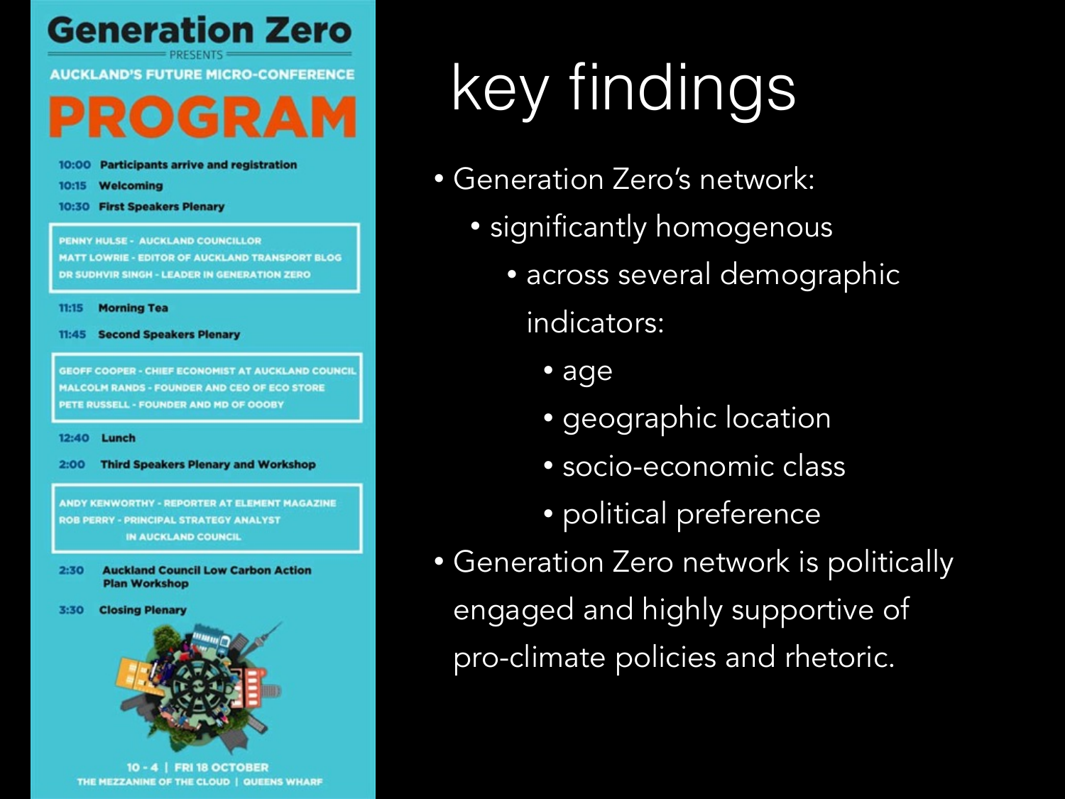Generation Zero

PRESENTS

AUCKLAND'S FUTURE MICRO-CONFERENCE

PROGRAM

10:00 Participants arrive and registration

10:15 Welcoming

10:30 First Speakers Plenary

PENNY HULSE - AUCKLAND COUNCILLOR
MATT LOWRIE - EDITOR OF AUCKLAND TRANSPORT BLOG
DR SUDHVIR SINGH - LEADER IN GENERATION ZERO

11:15 Morning Tea

11:45 Second Speakers Plenary

GEOFF COOPER - CHIEF ECONOMIST AT AUCKLAND COUNCIL
MALCOLM RANDS - FOUNDER AND CEO OF ECO STORE
PETE RUSSELL - FOUNDER AND MD OF OOOBY

12:40 Lunch

2:00 Third Speakers Plenary and Workshop

ANDY KENWORTHY - REPORTER AT ELEMENT MAGAZINE
ROB PERRY - PRINCIPAL STRATEGY ANALYST IN AUCKLAND COUNCIL

2:30 Auckland Council Low Carbon Action Plan Workshop

3:30 Closing Plenary

10 - 4 | FRI 18 OCTOBER
THE MEZZANINE OF THE CLOUD | QUEENS WHARF

# key findings

- Generation Zero's network:
  - significantly homogenous
    - across several demographic indicators:
      - age
      - geographic location
      - socio-economic class
      - political preference
- Generation Zero network is politically engaged and highly supportive of pro-climate policies and rhetoric.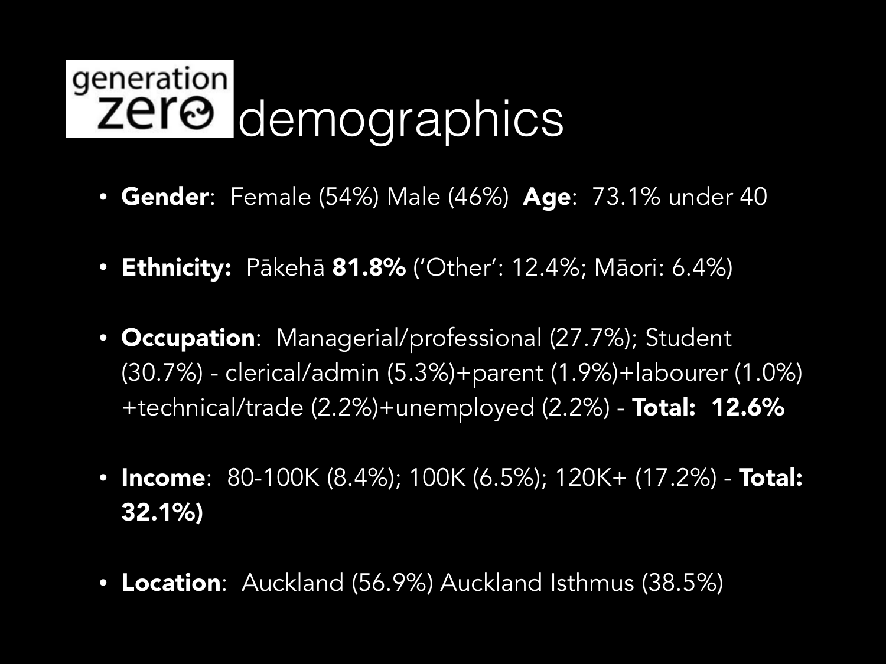# generation zero demographics

- **Gender**: Female (54%) Male (46%) **Age**: 73.1% under 40
- **Ethnicity:** Pākehā **81.8%** ('Other': 12.4%; Māori: 6.4%)
- **Occupation**: Managerial/professional (27.7%); Student (30.7%) - clerical/admin (5.3%)+parent (1.9%)+labourer (1.0%) +technical/trade (2.2%)+unemployed (2.2%) - **Total: 12.6%**
- **Income**: 80-100K (8.4%); 100K (6.5%); 120K+ (17.2%) - **Total: 32.1%)**
- **Location**: Auckland (56.9%) Auckland Isthmus (38.5%)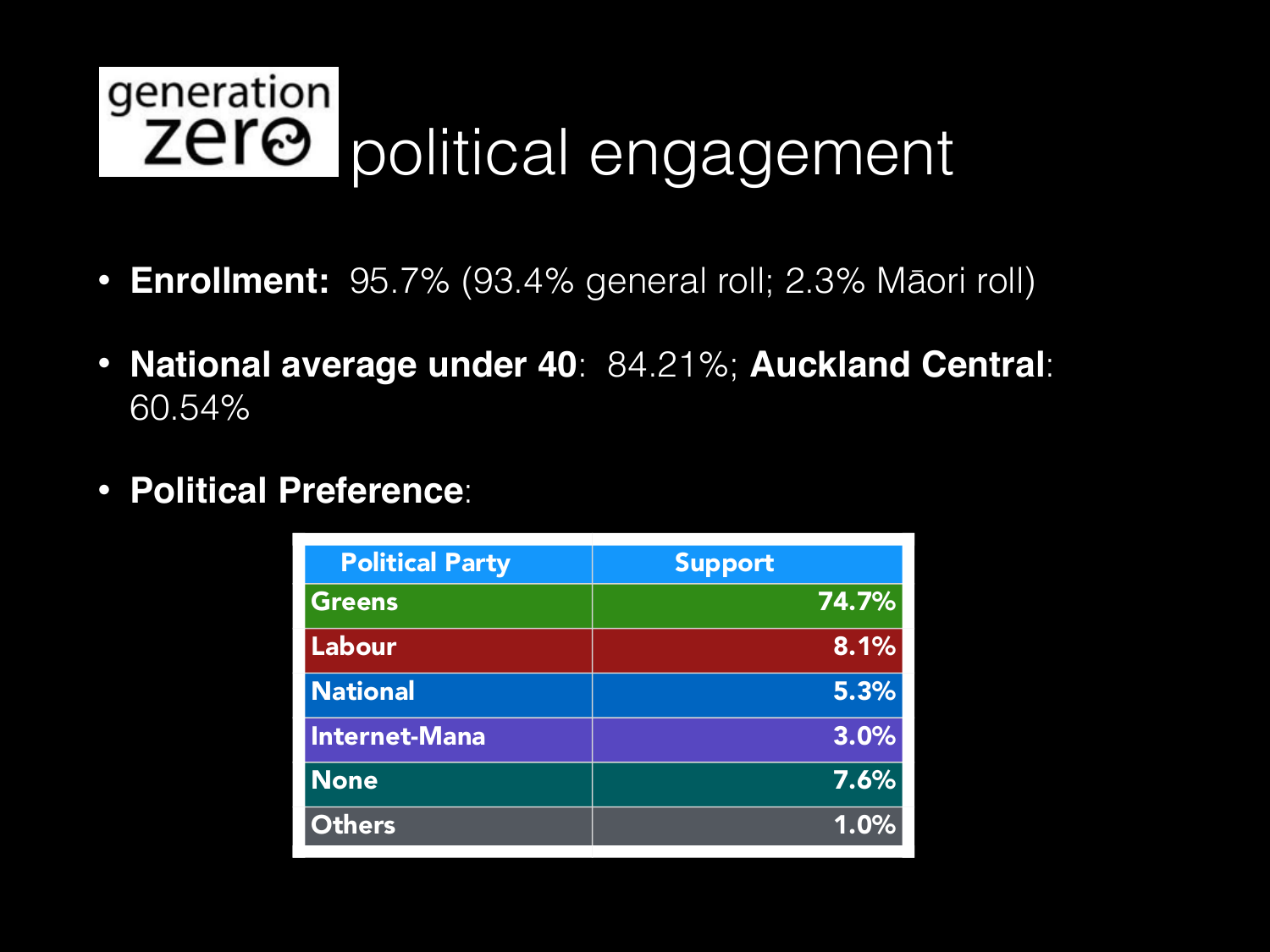# generation zero political engagement

- **Enrollment:** 95.7% (93.4% general roll; 2.3% Māori roll)
- **National average under 40**: 84.21%; **Auckland Central**: 60.54%
- **Political Preference**:

| Political Party | Support |
|---|---|
| Greens | 74.7% |
| Labour | 8.1% |
| National | 5.3% |
| Internet-Mana | 3.0% |
| None | 7.6% |
| Others | 1.0% |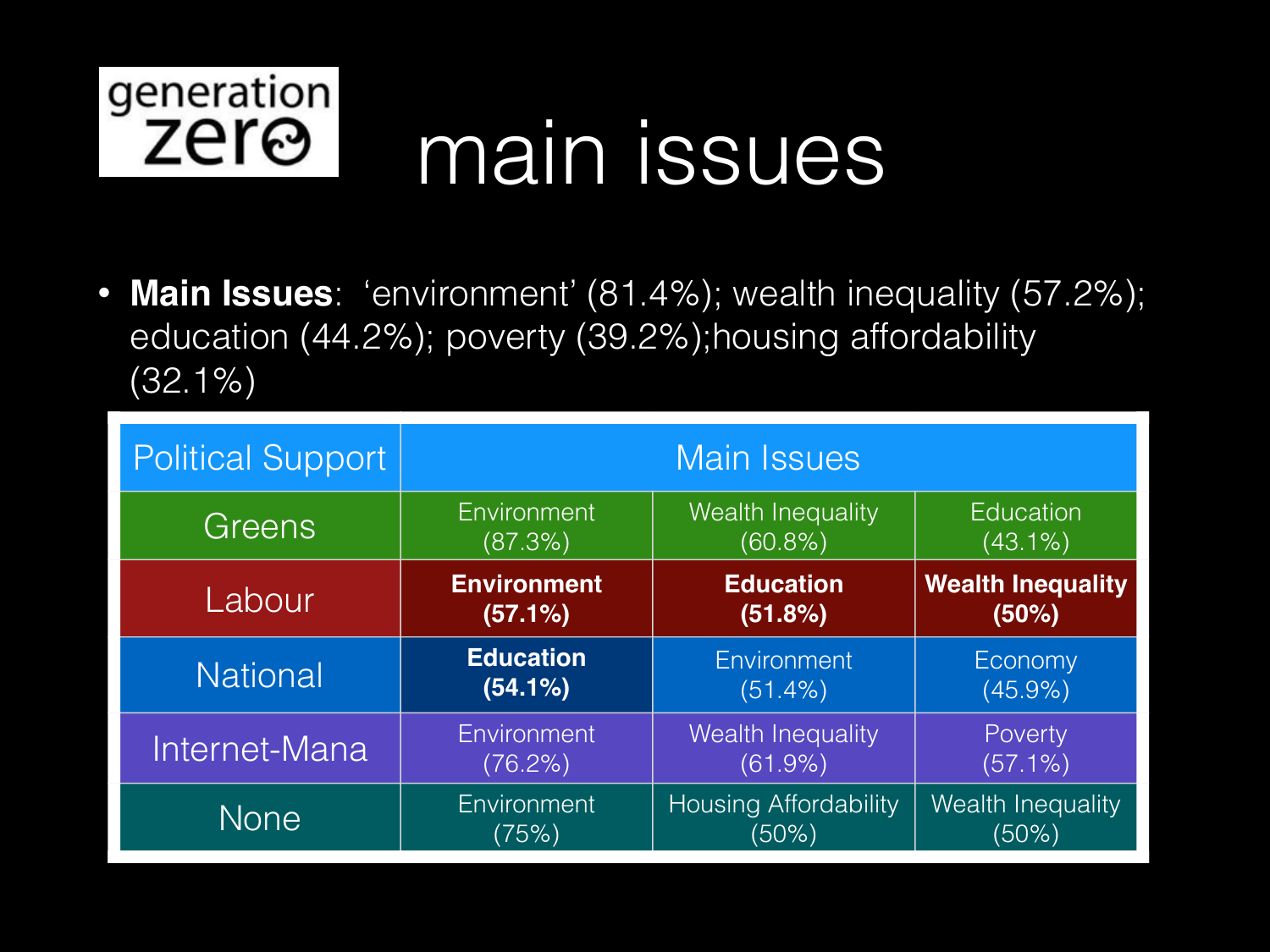generation zero

# main issues

- **Main Issues**: 'environment' (81.4%); wealth inequality (57.2%); education (44.2%); poverty (39.2%);housing affordability (32.1%)

| Political Support | Main Issues | | |
|---|---|---|---|
| Greens | Environment (87.3%) | Wealth Inequality (60.8%) | Education (43.1%) |
| Labour | **Environment (57.1%)** | **Education (51.8%)** | **Wealth Inequality (50%)** |
| National | **Education (54.1%)** | Environment (51.4%) | Economy (45.9%) |
| Internet-Mana | Environment (76.2%) | Wealth Inequality (61.9%) | Poverty (57.1%) |
| None | Environment (75%) | Housing Affordability (50%) | Wealth Inequality (50%) |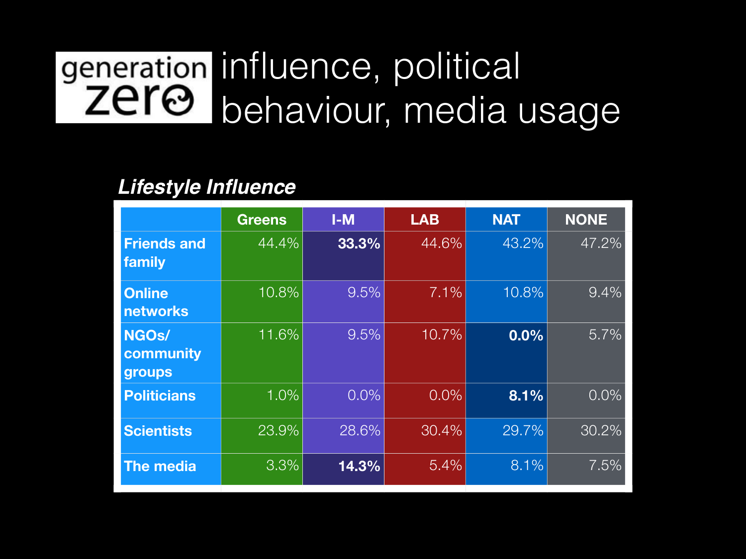# generation zero influence, political behaviour, media usage

***Lifestyle Influence***

| | Greens | I-M | LAB | NAT | NONE |
|---|---|---|---|---|---|
| **Friends and family** | 44.4% | **33.3%** | 44.6% | 43.2% | 47.2% |
| **Online networks** | 10.8% | 9.5% | 7.1% | 10.8% | 9.4% |
| **NGOs/ community groups** | 11.6% | 9.5% | 10.7% | **0.0%** | 5.7% |
| **Politicians** | 1.0% | 0.0% | 0.0% | **8.1%** | 0.0% |
| **Scientists** | 23.9% | 28.6% | 30.4% | 29.7% | 30.2% |
| **The media** | 3.3% | **14.3%** | 5.4% | 8.1% | 7.5% |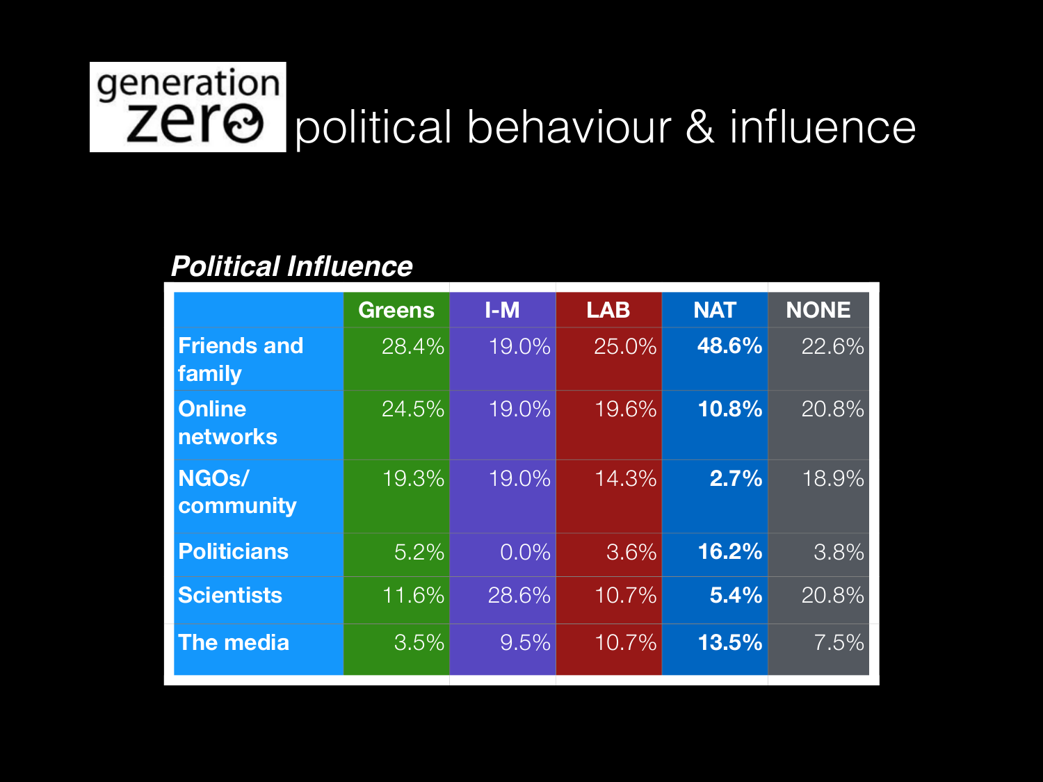# generation zero political behaviour & influence

***Political Influence***

| | Greens | I-M | LAB | NAT | NONE |
|---|---|---|---|---|---|
| **Friends and family** | 28.4% | 19.0% | 25.0% | **48.6%** | 22.6% |
| **Online networks** | 24.5% | 19.0% | 19.6% | **10.8%** | 20.8% |
| **NGOs/ community** | 19.3% | 19.0% | 14.3% | **2.7%** | 18.9% |
| **Politicians** | 5.2% | 0.0% | 3.6% | **16.2%** | 3.8% |
| **Scientists** | 11.6% | 28.6% | 10.7% | **5.4%** | 20.8% |
| **The media** | 3.5% | 9.5% | 10.7% | **13.5%** | 7.5% |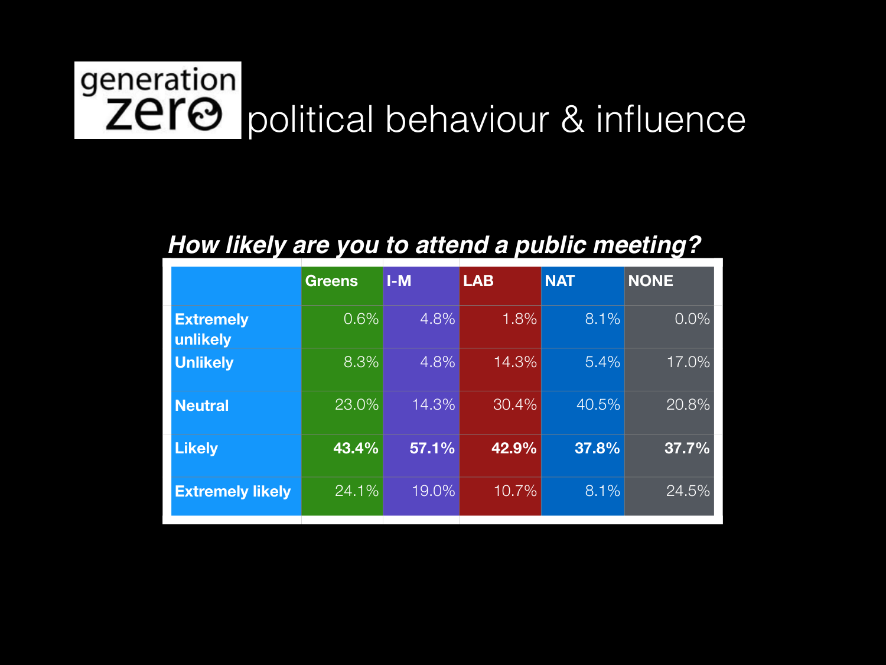# generation zero political behaviour & influence

***How likely are you to attend a public meeting?***

| | Greens | I-M | LAB | NAT | NONE |
|---|---|---|---|---|---|
| **Extremely unlikely** | 0.6% | 4.8% | 1.8% | 8.1% | 0.0% |
| **Unlikely** | 8.3% | 4.8% | 14.3% | 5.4% | 17.0% |
| **Neutral** | 23.0% | 14.3% | 30.4% | 40.5% | 20.8% |
| **Likely** | **43.4%** | **57.1%** | **42.9%** | **37.8%** | **37.7%** |
| **Extremely likely** | 24.1% | 19.0% | 10.7% | 8.1% | 24.5% |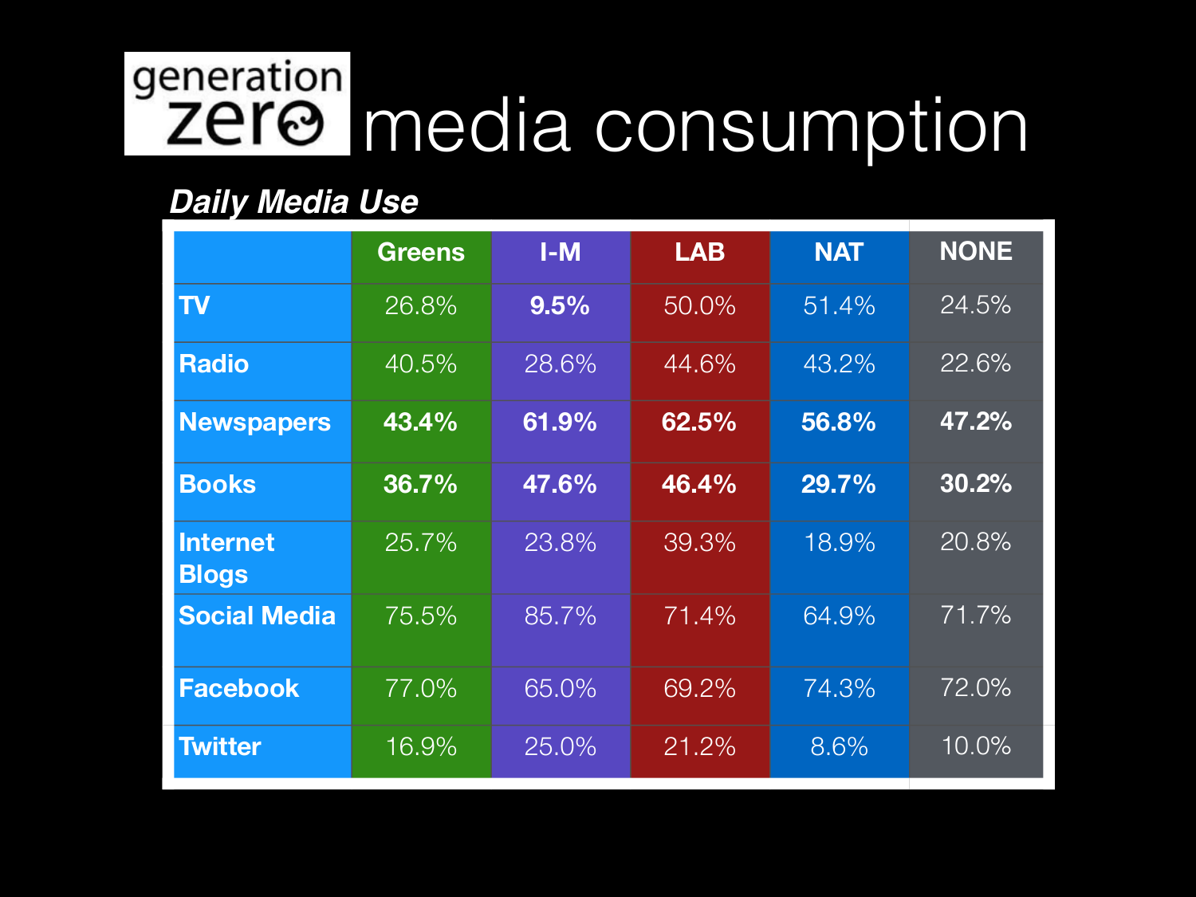# generation zero media consumption

***Daily Media Use***

| | Greens | I-M | LAB | NAT | NONE |
|---|---|---|---|---|---|
| **TV** | 26.8% | **9.5%** | 50.0% | 51.4% | 24.5% |
| **Radio** | 40.5% | 28.6% | 44.6% | 43.2% | 22.6% |
| **Newspapers** | **43.4%** | **61.9%** | **62.5%** | **56.8%** | **47.2%** |
| **Books** | **36.7%** | **47.6%** | **46.4%** | **29.7%** | **30.2%** |
| **Internet Blogs** | 25.7% | 23.8% | 39.3% | 18.9% | 20.8% |
| **Social Media** | 75.5% | 85.7% | 71.4% | 64.9% | 71.7% |
| **Facebook** | 77.0% | 65.0% | 69.2% | 74.3% | 72.0% |
| **Twitter** | 16.9% | 25.0% | 21.2% | 8.6% | 10.0% |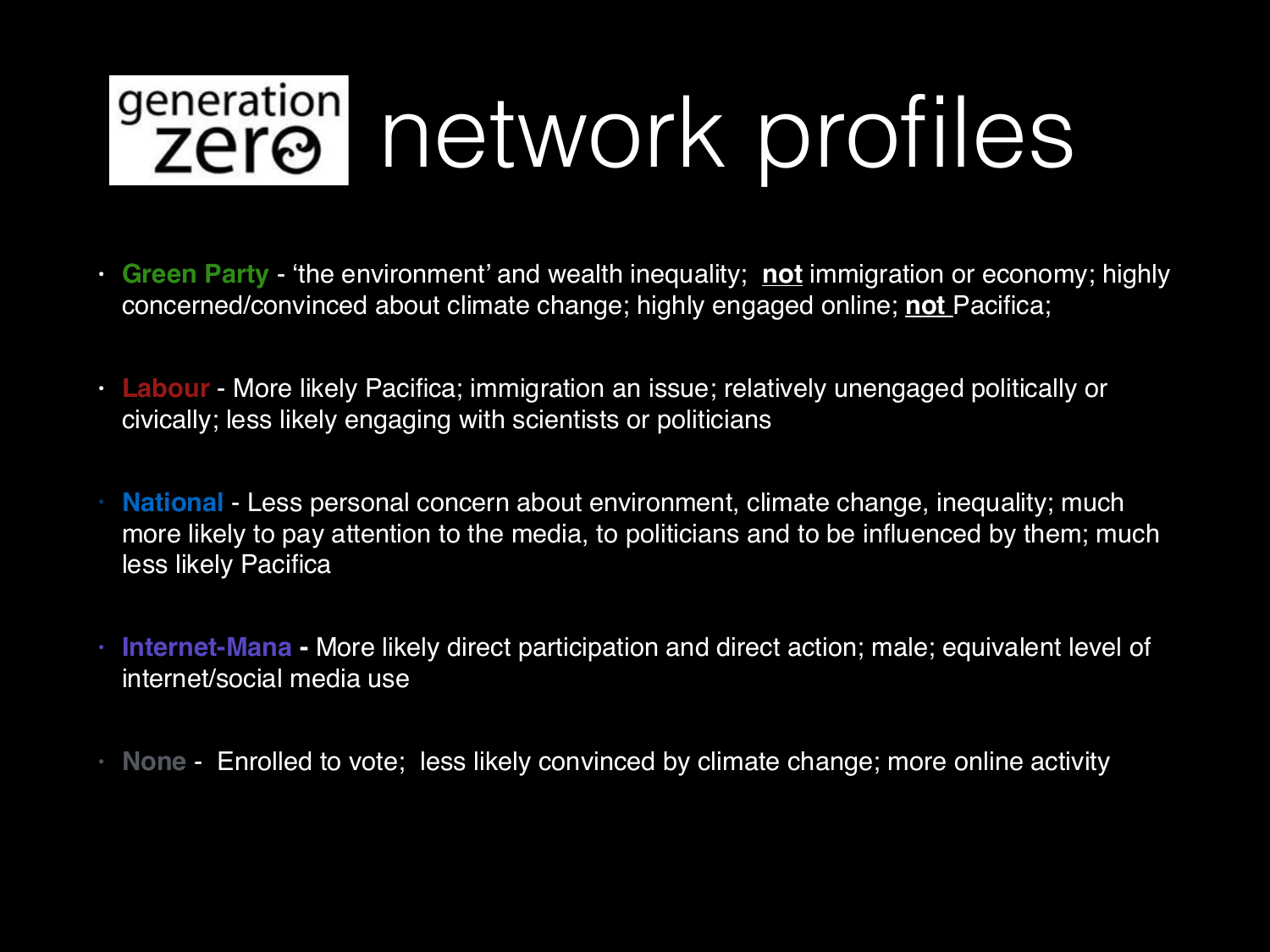# generation zero network profiles

- **Green Party** - 'the environment' and wealth inequality; **not** immigration or economy; highly concerned/convinced about climate change; highly engaged online; **not** Pacifica;

- **Labour** - More likely Pacifica; immigration an issue; relatively unengaged politically or civically; less likely engaging with scientists or politicians

- **National** - Less personal concern about environment, climate change, inequality; much more likely to pay attention to the media, to politicians and to be influenced by them; much less likely Pacifica

- **Internet-Mana** **-** More likely direct participation and direct action; male; equivalent level of internet/social media use

- **None** - Enrolled to vote; less likely convinced by climate change; more online activity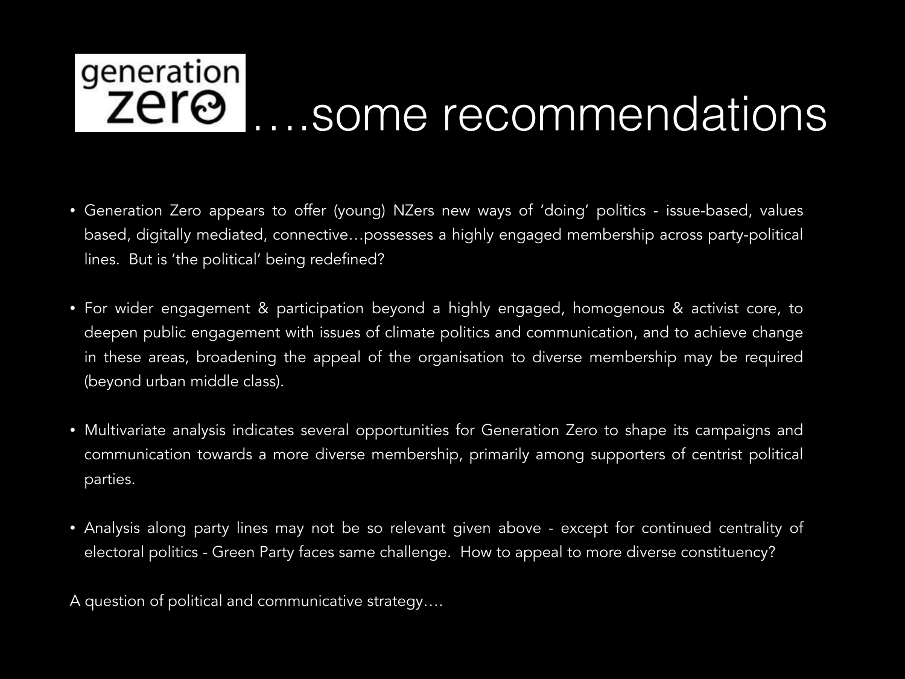# generation zero ….some recommendations

- Generation Zero appears to offer (young) NZers new ways of 'doing' politics - issue-based, values based, digitally mediated, connective…possesses a highly engaged membership across party-political lines. But is 'the political' being redefined?

- For wider engagement & participation beyond a highly engaged, homogenous & activist core, to deepen public engagement with issues of climate politics and communication, and to achieve change in these areas, broadening the appeal of the organisation to diverse membership may be required (beyond urban middle class).

- Multivariate analysis indicates several opportunities for Generation Zero to shape its campaigns and communication towards a more diverse membership, primarily among supporters of centrist political parties.

- Analysis along party lines may not be so relevant given above - except for continued centrality of electoral politics - Green Party faces same challenge. How to appeal to more diverse constituency?

A question of political and communicative strategy….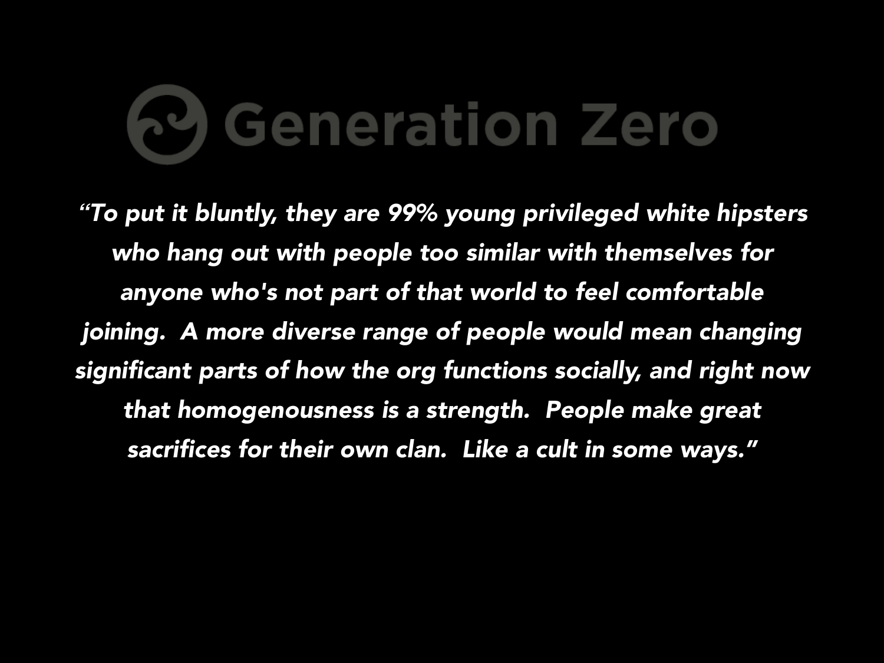Generation Zero

*"To put it bluntly, they are 99% young privileged white hipsters who hang out with people too similar with themselves for anyone who's not part of that world to feel comfortable joining.  A more diverse range of people would mean changing significant parts of how the org functions socially, and right now that homogenousness is a strength.  People make great sacrifices for their own clan.  Like a cult in some ways."*